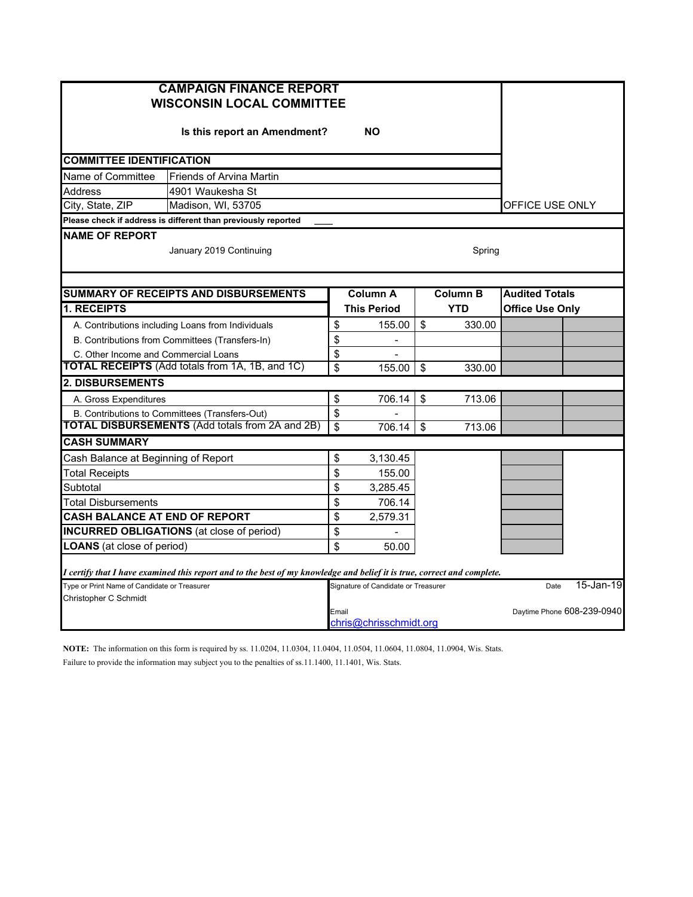# CAMPAIGN FINANCE REPORT
# WISCONSIN LOCAL COMMITTEE

**Is this report an Amendment?** **NO**

OFFICE USE ONLY

## COMMITTEE IDENTIFICATION

| | |
|---|---|
| Name of Committee | Friends of Arvina Martin |
| Address | 4901 Waukesha St |
| City, State, ZIP | Madison, WI, 53705 |

**Please check if address is different than previously reported** ____

## NAME OF REPORT

January 2019 Continuing — Spring

## SUMMARY OF RECEIPTS AND DISBURSEMENTS

| | Column A This Period | Column B YTD | Audited Totals Office Use Only | |
|---|---|---|---|---|
| **1. RECEIPTS** | | | | |
| A. Contributions including Loans from Individuals | $ 155.00 | $ 330.00 | | |
| B. Contributions from Committees (Transfers-In) | $ - | | | |
| C. Other Income and Commercial Loans | $ - | | | |
| **TOTAL RECEIPTS** (Add totals from 1A, 1B, and 1C) | $ 155.00 | $ 330.00 | | |
| **2. DISBURSEMENTS** | | | | |
| A. Gross Expenditures | $ 706.14 | $ 713.06 | | |
| B. Contributions to Committees (Transfers-Out) | $ - | | | |
| **TOTAL DISBURSEMENTS** (Add totals from 2A and 2B) | $ 706.14 | $ 713.06 | | |

## CASH SUMMARY

| | |
|---|---|
| Cash Balance at Beginning of Report | $ 3,130.45 |
| Total Receipts | $ 155.00 |
| Subtotal | $ 3,285.45 |
| Total Disbursements | $ 706.14 |
| **CASH BALANCE AT END OF REPORT** | $ 2,579.31 |
| **INCURRED OBLIGATIONS** (at close of period) | $ - |
| **LOANS** (at close of period) | $ 50.00 |

***I certify that I have examined this report and to the best of my knowledge and belief it is true, correct and complete.***

| Type or Print Name of Candidate or Treasurer | Signature of Candidate or Treasurer | Date |
|---|---|---|
| Christopher C Schmidt | | 15-Jan-19 |
| | Email: chris@chrisschmidt.org | Daytime Phone 608-239-0940 |

**NOTE:** The information on this form is required by ss. 11.0204, 11.0304, 11.0404, 11.0504, 11.0604, 11.0804, 11.0904, Wis. Stats. Failure to provide the information may subject you to the penalties of ss.11.1400, 11.1401, Wis. Stats.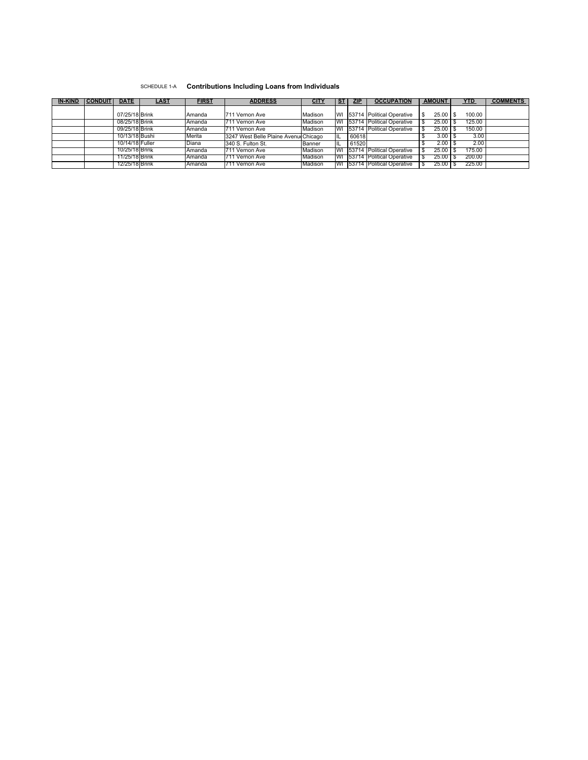SCHEDULE 1-A **Contributions Including Loans from Individuals**

| IN-KIND | CONDUIT | DATE | LAST | FIRST | ADDRESS | CITY | ST | ZIP | OCCUPATION | AMOUNT | YTD | COMMENTS |
|---|---|---|---|---|---|---|---|---|---|---|---|---|
| | | 07/25/18 | Brink | Amanda | 711 Vernon Ave | Madison | WI | 53714 | Political Operative | $ 25.00 | $ 100.00 | |
| | | 08/25/18 | Brink | Amanda | 711 Vernon Ave | Madison | WI | 53714 | Political Operative | $ 25.00 | $ 125.00 | |
| | | 09/25/18 | Brink | Amanda | 711 Vernon Ave | Madison | WI | 53714 | Political Operative | $ 25.00 | $ 150.00 | |
| | | 10/13/18 | Bushi | Merita | 3247 West Belle Plaine Avenue | Chicago | IL | 60618 | | $ 3.00 | $ 3.00 | |
| | | 10/14/18 | Fuller | Diana | 340 S. Fulton St. | Banner | IL | 61520 | | $ 2.00 | $ 2.00 | |
| | | 10/25/18 | Brink | Amanda | 711 Vernon Ave | Madison | WI | 53714 | Political Operative | $ 25.00 | $ 175.00 | |
| | | 11/25/18 | Brink | Amanda | 711 Vernon Ave | Madison | WI | 53714 | Political Operative | $ 25.00 | $ 200.00 | |
| | | 12/25/18 | Brink | Amanda | 711 Vernon Ave | Madison | WI | 53714 | Political Operative | $ 25.00 | $ 225.00 | |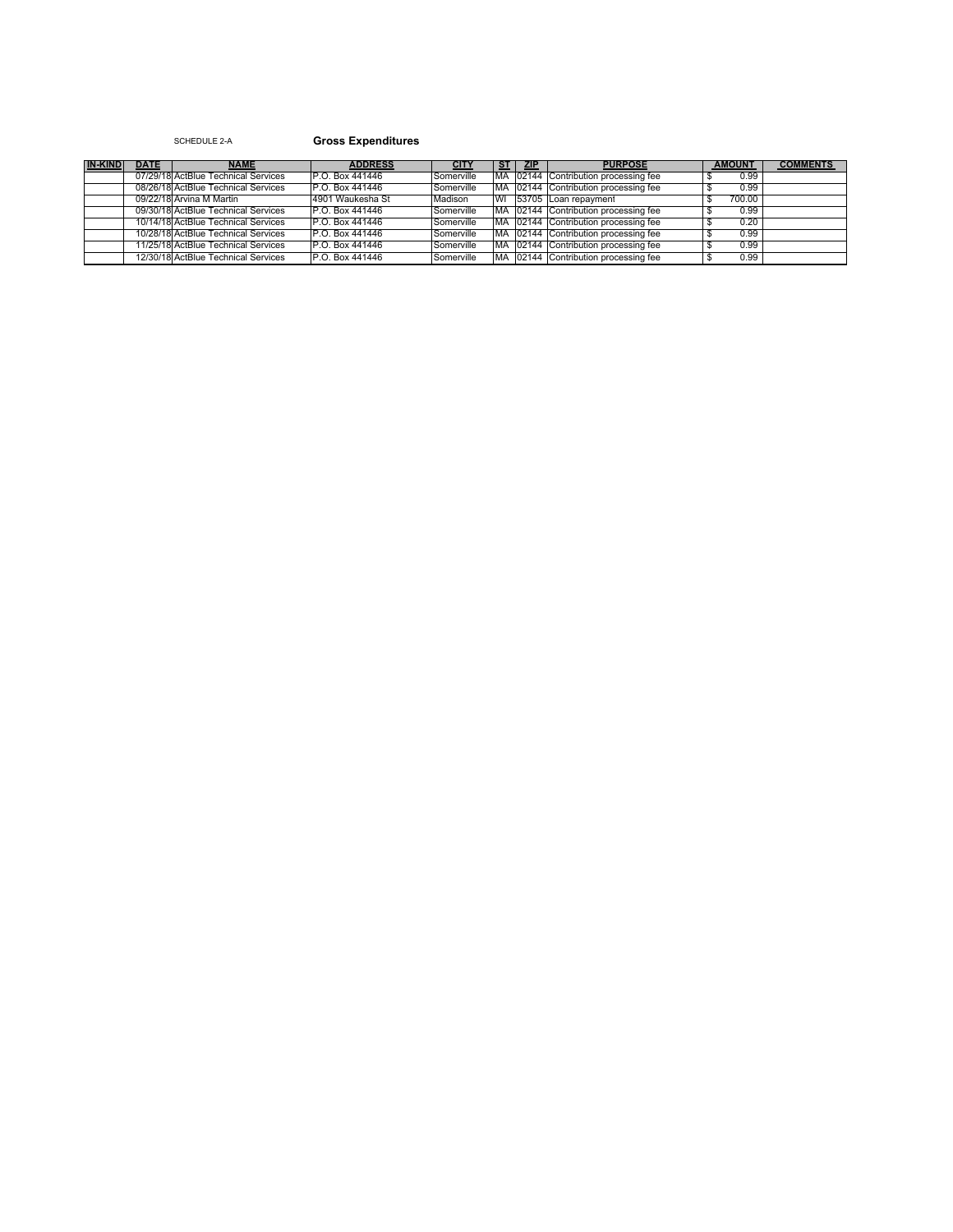SCHEDULE 2-A

**Gross Expenditures**

| IN-KIND | DATE | NAME | ADDRESS | CITY | ST | ZIP | PURPOSE | AMOUNT | COMMENTS |
|---|---|---|---|---|---|---|---|---|---|
| | 07/29/18 | ActBlue Technical Services | P.O. Box 441446 | Somerville | MA | 02144 | Contribution processing fee | $ 0.99 | |
| | 08/26/18 | ActBlue Technical Services | P.O. Box 441446 | Somerville | MA | 02144 | Contribution processing fee | $ 0.99 | |
| | 09/22/18 | Arvina M Martin | 4901 Waukesha St | Madison | WI | 53705 | Loan repayment | $ 700.00 | |
| | 09/30/18 | ActBlue Technical Services | P.O. Box 441446 | Somerville | MA | 02144 | Contribution processing fee | $ 0.99 | |
| | 10/14/18 | ActBlue Technical Services | P.O. Box 441446 | Somerville | MA | 02144 | Contribution processing fee | $ 0.20 | |
| | 10/28/18 | ActBlue Technical Services | P.O. Box 441446 | Somerville | MA | 02144 | Contribution processing fee | $ 0.99 | |
| | 11/25/18 | ActBlue Technical Services | P.O. Box 441446 | Somerville | MA | 02144 | Contribution processing fee | $ 0.99 | |
| | 12/30/18 | ActBlue Technical Services | P.O. Box 441446 | Somerville | MA | 02144 | Contribution processing fee | $ 0.99 | |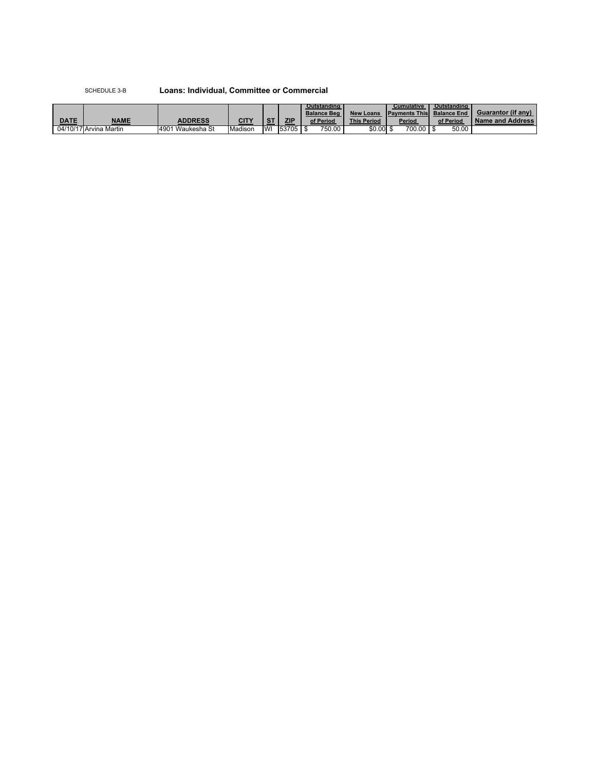SCHEDULE 3-B **Loans: Individual, Committee or Commercial**

| DATE | NAME | ADDRESS | CITY | ST | ZIP | Outstanding Balance Beg of Period | New Loans This Period | Cumulative Payments This Period | Outstanding Balance End of Period | Guarantor (if any) Name and Address |
|---|---|---|---|---|---|---|---|---|---|---|
| 04/10/17 | Arvina Martin | 4901 Waukesha St | Madison | WI | 53705 | $ 750.00 | $0.00 | $ 700.00 | $ 50.00 | |